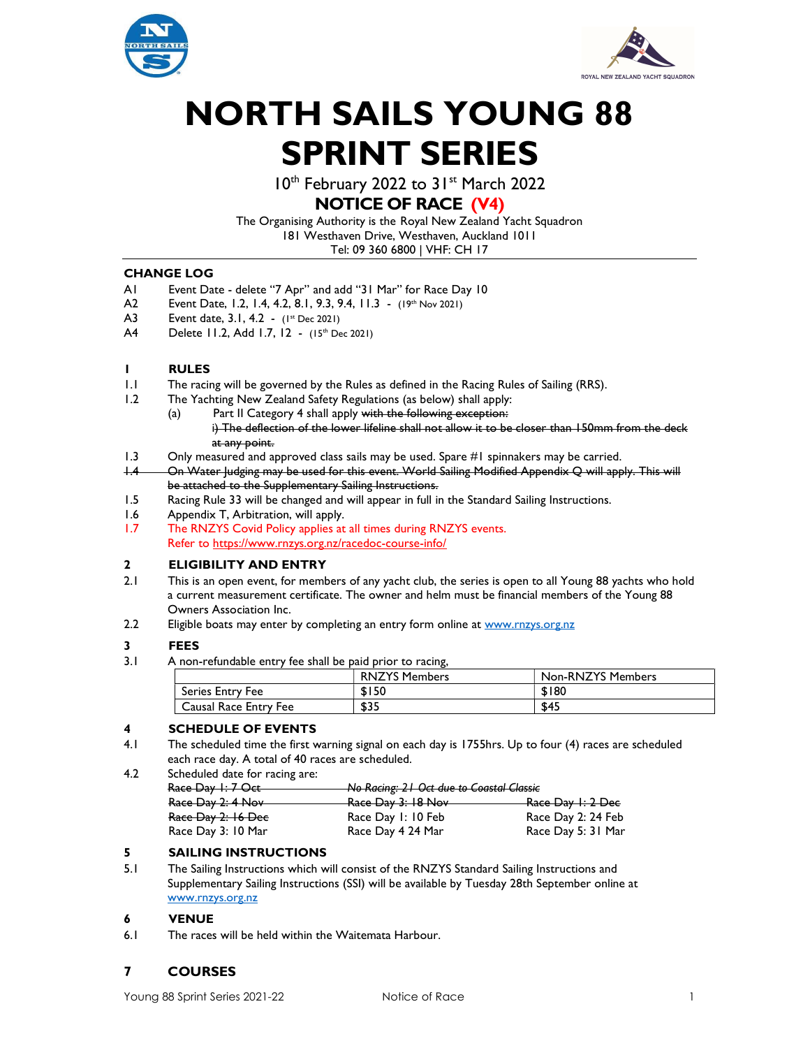# NORTH SAILS YOUNG 88 SPRINT SERIES

10th February 2022 to 31st March 2022

## NOTICE OF RACE (V4)

The Organising Authority is the Royal New Zealand Yacht Squadron
181 Westhaven Drive, Westhaven, Auckland 1011
Tel: 09 360 6800 | VHF: CH 17

### CHANGE LOG

A1 Event Date - delete "7 Apr" and add "31 Mar" for Race Day 10
A2 Event Date, 1.2, 1.4, 4.2, 8.1, 9.3, 9.4, 11.3 - (19th Nov 2021)
A3 Event date, 3.1, 4.2 - (1st Dec 2021)
A4 Delete 11.2, Add 1.7, 12 - (15th Dec 2021)

### 1 RULES

1.1 The racing will be governed by the Rules as defined in the Racing Rules of Sailing (RRS).

1.2 The Yachting New Zealand Safety Regulations (as below) shall apply:
  (a) Part II Category 4 shall apply ~~with the following exception:~~
  ~~i) The deflection of the lower lifeline shall not allow it to be closer than 150mm from the deck at any point.~~

1.3 Only measured and approved class sails may be used. Spare #1 spinnakers may be carried.

~~1.4 On Water Judging may be used for this event. World Sailing Modified Appendix Q will apply. This will be attached to the Supplementary Sailing Instructions.~~

1.5 Racing Rule 33 will be changed and will appear in full in the Standard Sailing Instructions.

1.6 Appendix T, Arbitration, will apply.

1.7 The RNZYS Covid Policy applies at all times during RNZYS events.
Refer to https://www.rnzys.org.nz/racedoc-course-info/

### 2 ELIGIBILITY AND ENTRY

2.1 This is an open event, for members of any yacht club, the series is open to all Young 88 yachts who hold a current measurement certificate. The owner and helm must be financial members of the Young 88 Owners Association Inc.

2.2 Eligible boats may enter by completing an entry form online at www.rnzys.org.nz

### 3 FEES

3.1 A non-refundable entry fee shall be paid prior to racing,

| | RNZYS Members | Non-RNZYS Members |
|---|---|---|
| Series Entry Fee | $150 | $180 |
| Causal Race Entry Fee | $35 | $45 |

### 4 SCHEDULE OF EVENTS

4.1 The scheduled time the first warning signal on each day is 1755hrs. Up to four (4) races are scheduled each race day. A total of 40 races are scheduled.

4.2 Scheduled date for racing are:

| | | |
|---|---|---|
| ~~Race Day 1: 7 Oct~~ | ~~*No Racing: 21 Oct due to Coastal Classic*~~ | |
| ~~Race Day 2: 4 Nov~~ | ~~Race Day 3: 18 Nov~~ | ~~Race Day 1: 2 Dec~~ |
| ~~Race Day 2: 16 Dec~~ | Race Day 1: 10 Feb | Race Day 2: 24 Feb |
| Race Day 3: 10 Mar | Race Day 4 24 Mar | Race Day 5: 31 Mar |

### 5 SAILING INSTRUCTIONS

5.1 The Sailing Instructions which will consist of the RNZYS Standard Sailing Instructions and Supplementary Sailing Instructions (SSI) will be available by Tuesday 28th September online at www.rnzys.org.nz

### 6 VENUE

6.1 The races will be held within the Waitemata Harbour.

### 7 COURSES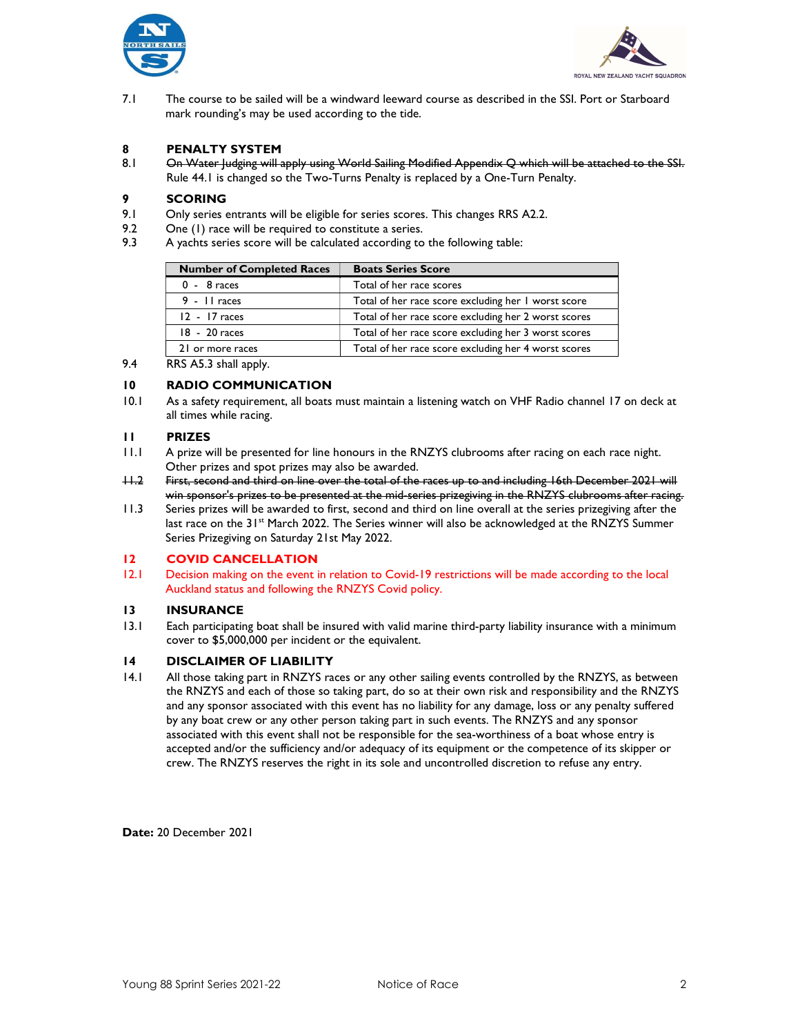7.1 The course to be sailed will be a windward leeward course as described in the SSI. Port or Starboard mark rounding's may be used according to the tide.

## 8 PENALTY SYSTEM

8.1 ~~On Water Judging will apply using World Sailing Modified Appendix Q which will be attached to the SSI.~~ Rule 44.1 is changed so the Two-Turns Penalty is replaced by a One-Turn Penalty.

## 9 SCORING

9.1 Only series entrants will be eligible for series scores. This changes RRS A2.2.

9.2 One (1) race will be required to constitute a series.

9.3 A yachts series score will be calculated according to the following table:

| Number of Completed Races | Boats Series Score |
|---|---|
| 0 - 8 races | Total of her race scores |
| 9 - 11 races | Total of her race score excluding her 1 worst score |
| 12 - 17 races | Total of her race score excluding her 2 worst scores |
| 18 - 20 races | Total of her race score excluding her 3 worst scores |
| 21 or more races | Total of her race score excluding her 4 worst scores |

9.4 RRS A5.3 shall apply.

## 10 RADIO COMMUNICATION

10.1 As a safety requirement, all boats must maintain a listening watch on VHF Radio channel 17 on deck at all times while racing.

## 11 PRIZES

11.1 A prize will be presented for line honours in the RNZYS clubrooms after racing on each race night. Other prizes and spot prizes may also be awarded.

~~11.2 First, second and third on line over the total of the races up to and including 16th December 2021 will win sponsor's prizes to be presented at the mid-series prizegiving in the RNZYS clubrooms after racing.~~

11.3 Series prizes will be awarded to first, second and third on line overall at the series prizegiving after the last race on the 31st March 2022. The Series winner will also be acknowledged at the RNZYS Summer Series Prizegiving on Saturday 21st May 2022.

## 12 COVID CANCELLATION

12.1 Decision making on the event in relation to Covid-19 restrictions will be made according to the local Auckland status and following the RNZYS Covid policy.

## 13 INSURANCE

13.1 Each participating boat shall be insured with valid marine third-party liability insurance with a minimum cover to $5,000,000 per incident or the equivalent.

## 14 DISCLAIMER OF LIABILITY

14.1 All those taking part in RNZYS races or any other sailing events controlled by the RNZYS, as between the RNZYS and each of those so taking part, do so at their own risk and responsibility and the RNZYS and any sponsor associated with this event has no liability for any damage, loss or any penalty suffered by any boat crew or any other person taking part in such events. The RNZYS and any sponsor associated with this event shall not be responsible for the sea-worthiness of a boat whose entry is accepted and/or the sufficiency and/or adequacy of its equipment or the competence of its skipper or crew. The RNZYS reserves the right in its sole and uncontrolled discretion to refuse any entry.

**Date:** 20 December 2021